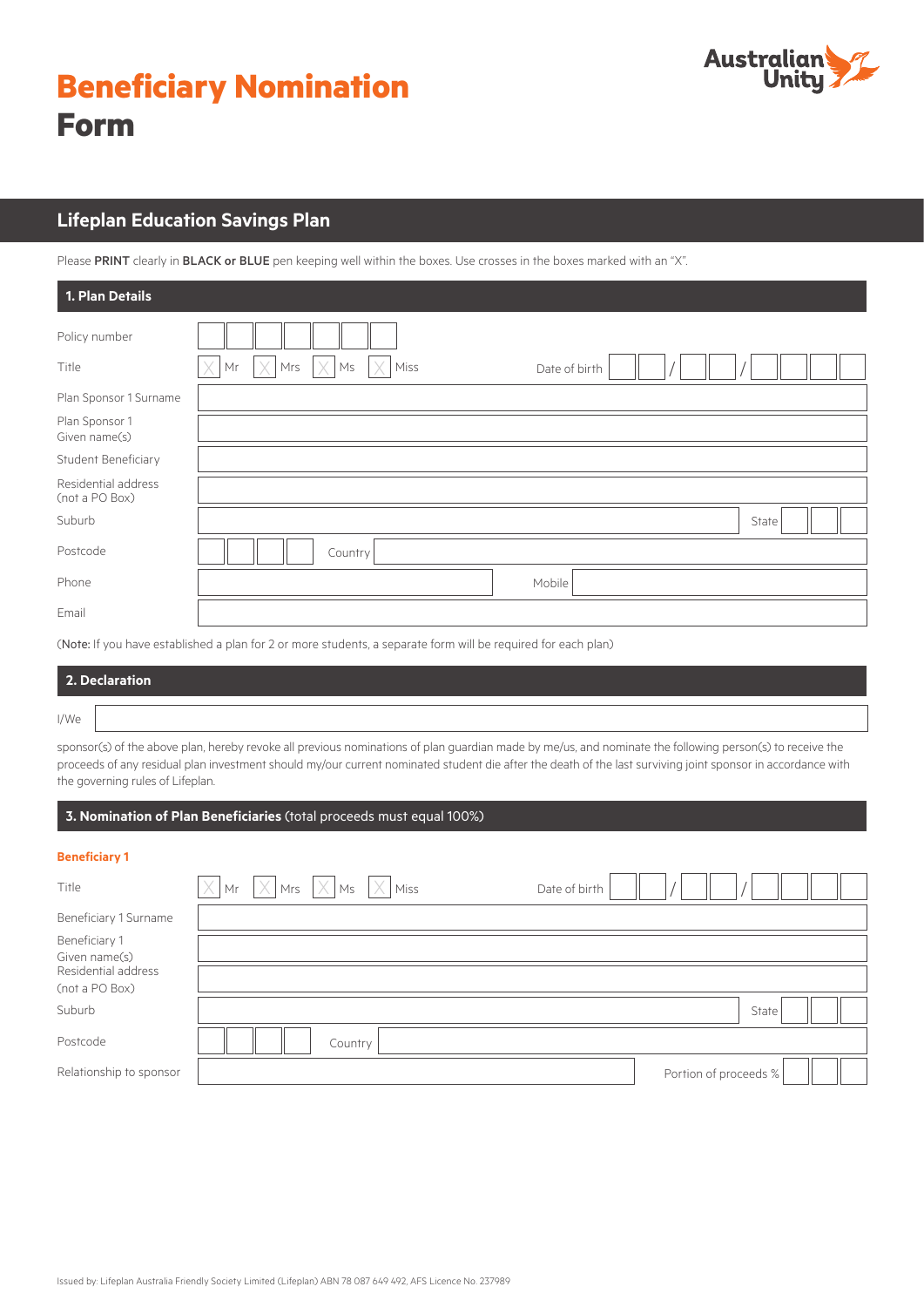# Beneficiary Nomination Form

Australian Unity

## Lifeplan Education Savings Plan

Please **PRINT** clearly in **BLACK or BLUE** pen keeping well within the boxes. Use crosses in the boxes marked with an "X".

### 1. Plan Details

| | |
|---|---|
| Policy number | |
| Title | ☐ Mr ☐ Mrs ☐ Ms ☐ Miss &nbsp;&nbsp; Date of birth __ __ / __ __ / __ __ __ __ |
| Plan Sponsor 1 Surname | |
| Plan Sponsor 1 Given name(s) | |
| Student Beneficiary | |
| Residential address (not a PO Box) | |
| Suburb | State |
| Postcode | Country |
| Phone | Mobile |
| Email | |

(**Note:** If you have established a plan for 2 or more students, a separate form will be required for each plan)

### 2. Declaration

I/We

sponsor(s) of the above plan, hereby revoke all previous nominations of plan guardian made by me/us, and nominate the following person(s) to receive the proceeds of any residual plan investment should my/our current nominated student die after the death of the last surviving joint sponsor in accordance with the governing rules of Lifeplan.

### 3. Nomination of Plan Beneficiaries (total proceeds must equal 100%)

**Beneficiary 1**

| | |
|---|---|
| Title | ☐ Mr ☐ Mrs ☐ Ms ☐ Miss &nbsp;&nbsp; Date of birth __ __ / __ __ / __ __ __ __ |
| Beneficiary 1 Surname | |
| Beneficiary 1 Given name(s) | |
| Residential address (not a PO Box) | |
| Suburb | State |
| Postcode | Country |
| Relationship to sponsor | Portion of proceeds % |

Issued by: Lifeplan Australia Friendly Society Limited (Lifeplan) ABN 78 087 649 492, AFS Licence No. 237989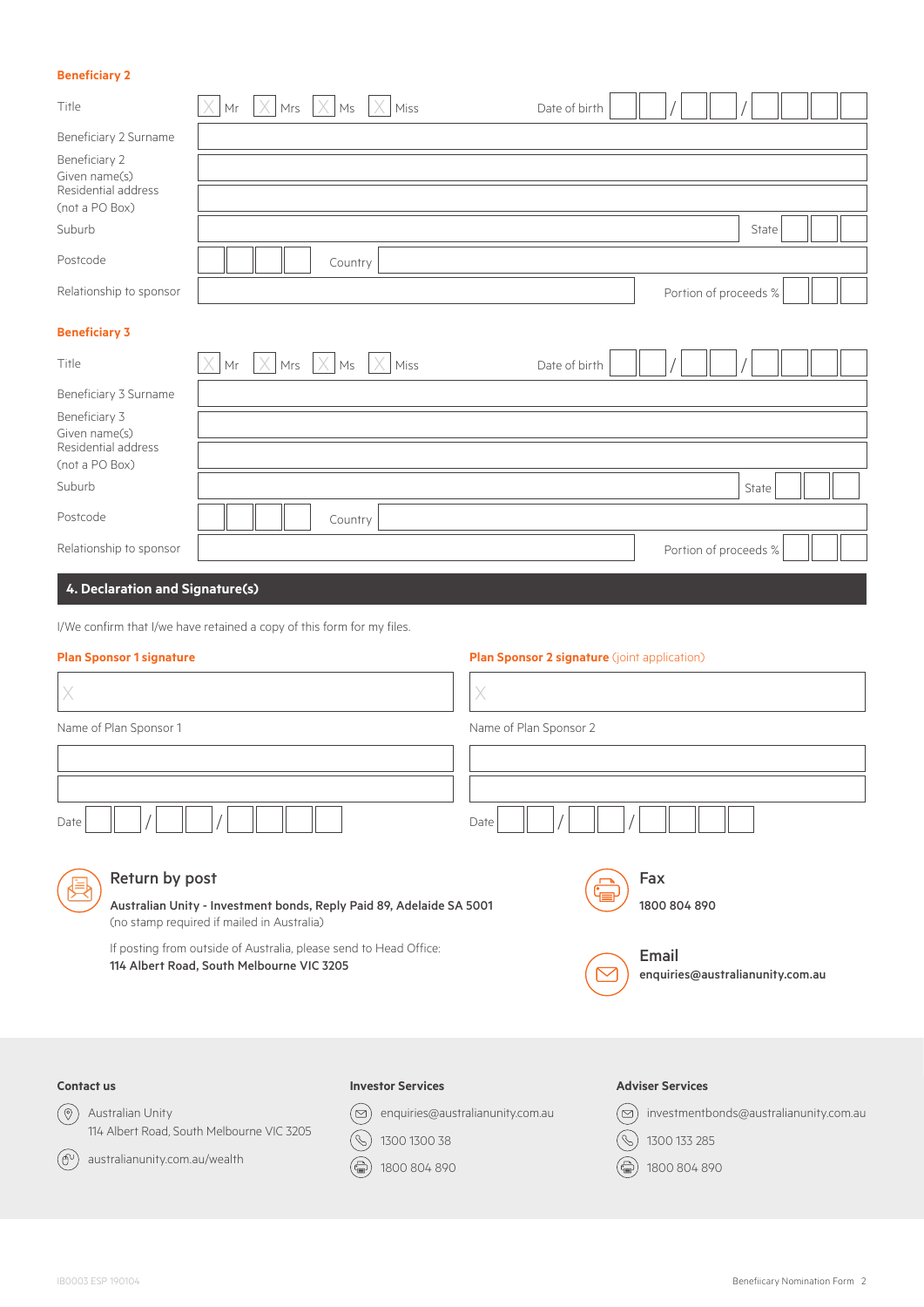### Beneficiary 2

Title ☐ Mr ☐ Mrs ☐ Ms ☐ Miss Date of birth __ __ / __ __ / __ __ __ __

Beneficiary 2 Surname

Beneficiary 2 Given name(s)

Residential address (not a PO Box)

Suburb State

Postcode Country

Relationship to sponsor Portion of proceeds %

### Beneficiary 3

Title ☐ Mr ☐ Mrs ☐ Ms ☐ Miss Date of birth __ __ / __ __ / __ __ __ __

Beneficiary 3 Surname

Beneficiary 3 Given name(s)

Residential address (not a PO Box)

Suburb State

Postcode Country

Relationship to sponsor Portion of proceeds %

## 4. Declaration and Signature(s)

I/We confirm that I/we have retained a copy of this form for my files.

**Plan Sponsor 1 signature**

X

Name of Plan Sponsor 1

Date __ __ / __ __ / __ __ __ __

**Plan Sponsor 2 signature** (joint application)

X

Name of Plan Sponsor 2

Date __ __ / __ __ / __ __ __ __

### Return by post

**Australian Unity - Investment bonds, Reply Paid 89, Adelaide SA 5001**
(no stamp required if mailed in Australia)

If posting from outside of Australia, please send to Head Office:
**114 Albert Road, South Melbourne VIC 3205**

### Fax

**1800 804 890**

### Email

**enquiries@australianunity.com.au**

**Contact us**

Australian Unity
114 Albert Road, South Melbourne VIC 3205

australianunity.com.au/wealth

**Investor Services**

enquiries@australianunity.com.au

1300 1300 38

1800 804 890

**Adviser Services**

investmentbonds@australianunity.com.au

1300 133 285

1800 804 890

IB0003 ESP 190104